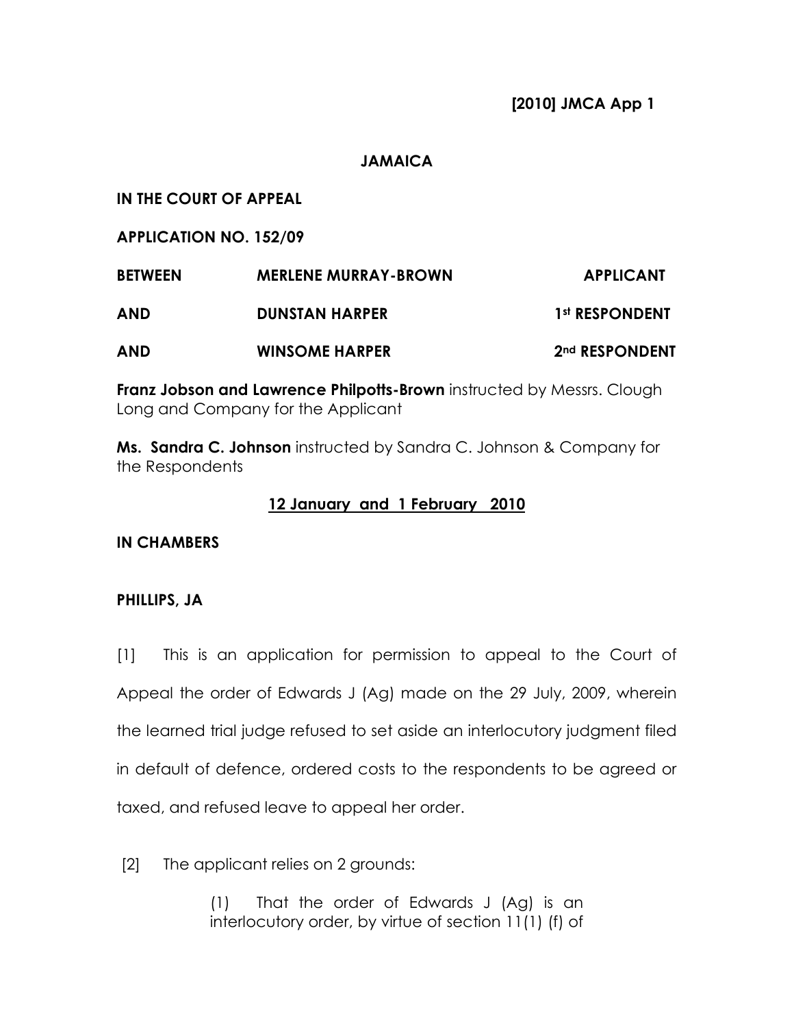**[2010] JMCA App 1**

**JAMAICA**

**IN THE COURT OF APPEAL**

**APPLICATION NO. 152/09**

| | | |
|---|---|---|
| **BETWEEN** | **MERLENE MURRAY-BROWN** | **APPLICANT** |
| **AND** | **DUNSTAN HARPER** | **1st RESPONDENT** |
| **AND** | **WINSOME HARPER** | **2nd RESPONDENT** |

**Franz Jobson and Lawrence Philpotts-Brown** instructed by Messrs. Clough Long and Company for the Applicant

**Ms. Sandra C. Johnson** instructed by Sandra C. Johnson & Company for the Respondents

**12 January and 1 February 2010**

**IN CHAMBERS**

**PHILLIPS, JA**

[1] This is an application for permission to appeal to the Court of Appeal the order of Edwards J (Ag) made on the 29 July, 2009, wherein the learned trial judge refused to set aside an interlocutory judgment filed in default of defence, ordered costs to the respondents to be agreed or taxed, and refused leave to appeal her order.

[2] The applicant relies on 2 grounds:

> (1) That the order of Edwards J (Ag) is an interlocutory order, by virtue of section 11(1) (f) of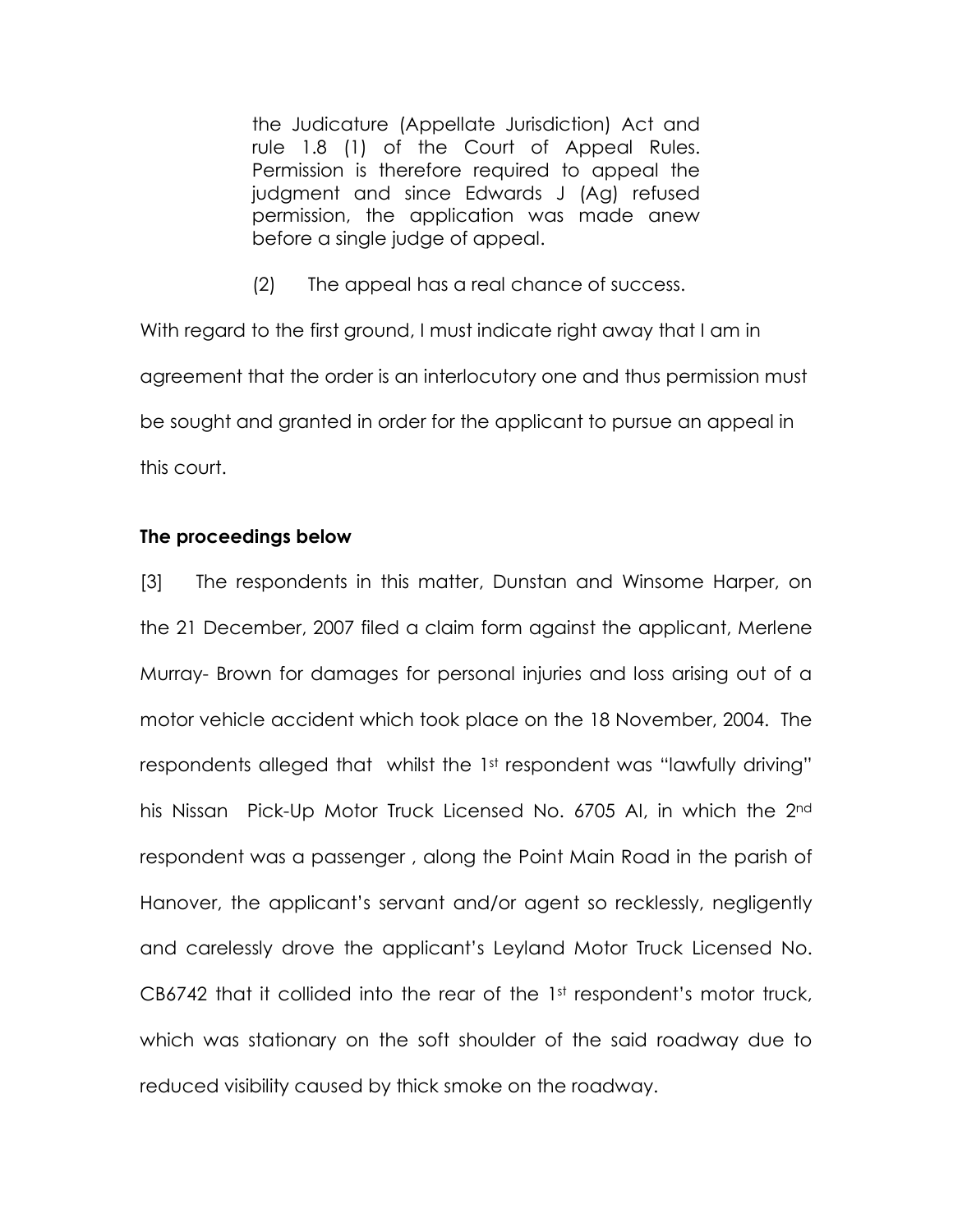the Judicature (Appellate Jurisdiction) Act and rule 1.8 (1) of the Court of Appeal Rules. Permission is therefore required to appeal the judgment and since Edwards J (Ag) refused permission, the application was made anew before a single judge of appeal.

(2) The appeal has a real chance of success.

With regard to the first ground, I must indicate right away that I am in agreement that the order is an interlocutory one and thus permission must be sought and granted in order for the applicant to pursue an appeal in this court.

**The proceedings below**

[3] The respondents in this matter, Dunstan and Winsome Harper, on the 21 December, 2007 filed a claim form against the applicant, Merlene Murray- Brown for damages for personal injuries and loss arising out of a motor vehicle accident which took place on the 18 November, 2004. The respondents alleged that whilst the 1st respondent was "lawfully driving" his Nissan Pick-Up Motor Truck Licensed No. 6705 AI, in which the 2nd respondent was a passenger , along the Point Main Road in the parish of Hanover, the applicant's servant and/or agent so recklessly, negligently and carelessly drove the applicant's Leyland Motor Truck Licensed No. CB6742 that it collided into the rear of the 1st respondent's motor truck, which was stationary on the soft shoulder of the said roadway due to reduced visibility caused by thick smoke on the roadway.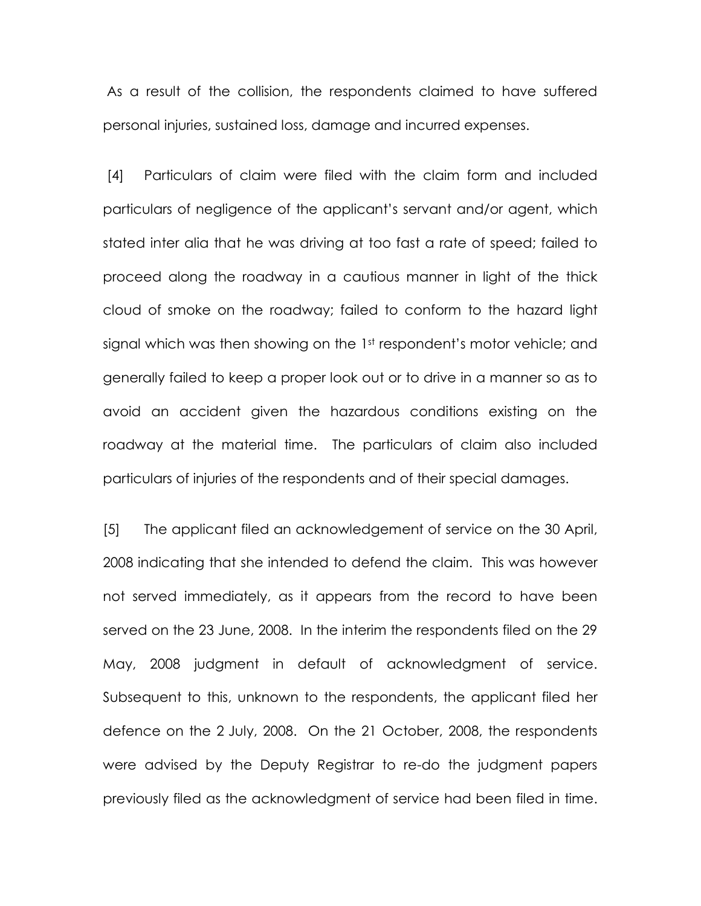As a result of the collision, the respondents claimed to have suffered personal injuries, sustained loss, damage and incurred expenses.

[4] Particulars of claim were filed with the claim form and included particulars of negligence of the applicant's servant and/or agent, which stated inter alia that he was driving at too fast a rate of speed; failed to proceed along the roadway in a cautious manner in light of the thick cloud of smoke on the roadway; failed to conform to the hazard light signal which was then showing on the 1st respondent's motor vehicle; and generally failed to keep a proper look out or to drive in a manner so as to avoid an accident given the hazardous conditions existing on the roadway at the material time. The particulars of claim also included particulars of injuries of the respondents and of their special damages.

[5] The applicant filed an acknowledgement of service on the 30 April, 2008 indicating that she intended to defend the claim. This was however not served immediately, as it appears from the record to have been served on the 23 June, 2008. In the interim the respondents filed on the 29 May, 2008 judgment in default of acknowledgment of service. Subsequent to this, unknown to the respondents, the applicant filed her defence on the 2 July, 2008. On the 21 October, 2008, the respondents were advised by the Deputy Registrar to re-do the judgment papers previously filed as the acknowledgment of service had been filed in time.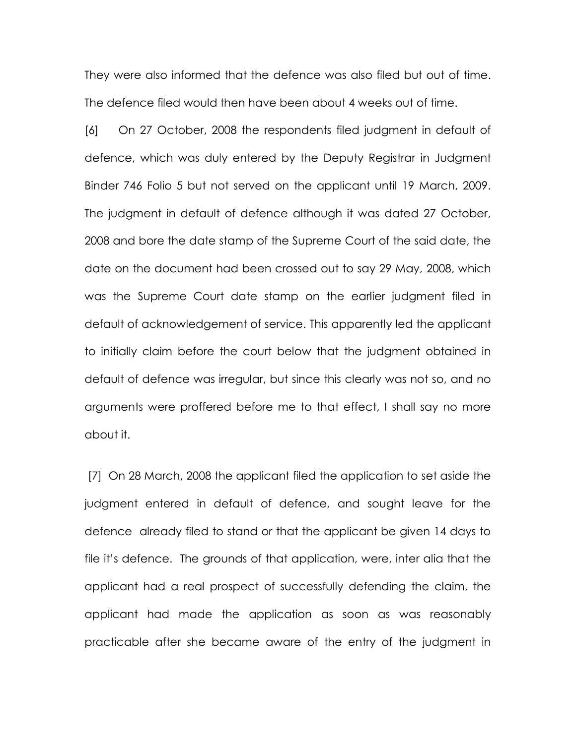They were also informed that the defence was also filed but out of time. The defence filed would then have been about 4 weeks out of time.

[6] On 27 October, 2008 the respondents filed judgment in default of defence, which was duly entered by the Deputy Registrar in Judgment Binder 746 Folio 5 but not served on the applicant until 19 March, 2009. The judgment in default of defence although it was dated 27 October, 2008 and bore the date stamp of the Supreme Court of the said date, the date on the document had been crossed out to say 29 May, 2008, which was the Supreme Court date stamp on the earlier judgment filed in default of acknowledgement of service. This apparently led the applicant to initially claim before the court below that the judgment obtained in default of defence was irregular, but since this clearly was not so, and no arguments were proffered before me to that effect, I shall say no more about it.

[7] On 28 March, 2008 the applicant filed the application to set aside the judgment entered in default of defence, and sought leave for the defence already filed to stand or that the applicant be given 14 days to file it's defence. The grounds of that application, were, inter alia that the applicant had a real prospect of successfully defending the claim, the applicant had made the application as soon as was reasonably practicable after she became aware of the entry of the judgment in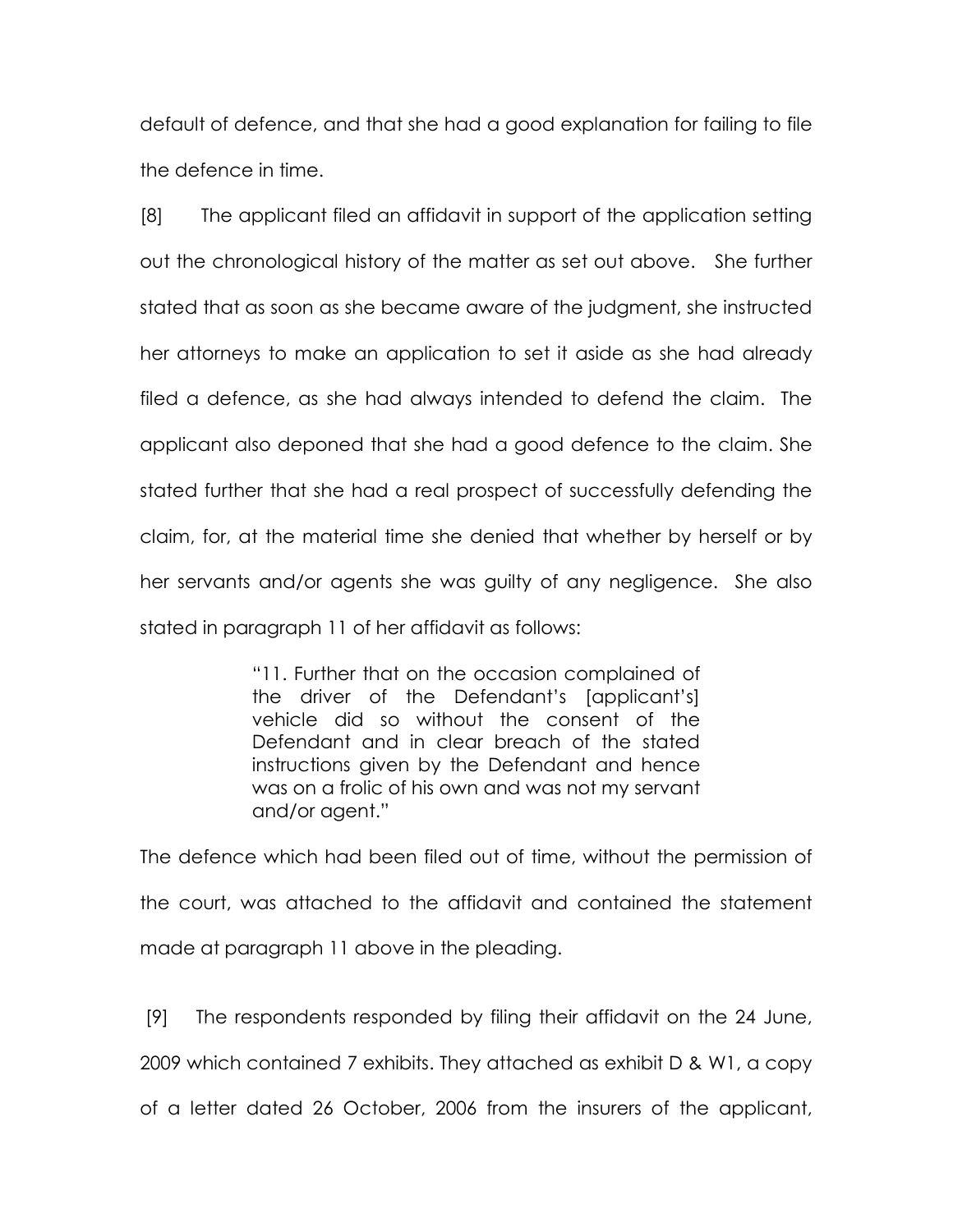default of defence, and that she had a good explanation for failing to file the defence in time.

[8] The applicant filed an affidavit in support of the application setting out the chronological history of the matter as set out above. She further stated that as soon as she became aware of the judgment, she instructed her attorneys to make an application to set it aside as she had already filed a defence, as she had always intended to defend the claim. The applicant also deponed that she had a good defence to the claim. She stated further that she had a real prospect of successfully defending the claim, for, at the material time she denied that whether by herself or by her servants and/or agents she was guilty of any negligence. She also stated in paragraph 11 of her affidavit as follows:

> "11. Further that on the occasion complained of the driver of the Defendant's [applicant's] vehicle did so without the consent of the Defendant and in clear breach of the stated instructions given by the Defendant and hence was on a frolic of his own and was not my servant and/or agent."

The defence which had been filed out of time, without the permission of the court, was attached to the affidavit and contained the statement made at paragraph 11 above in the pleading.

[9] The respondents responded by filing their affidavit on the 24 June, 2009 which contained 7 exhibits. They attached as exhibit D & W1, a copy of a letter dated 26 October, 2006 from the insurers of the applicant,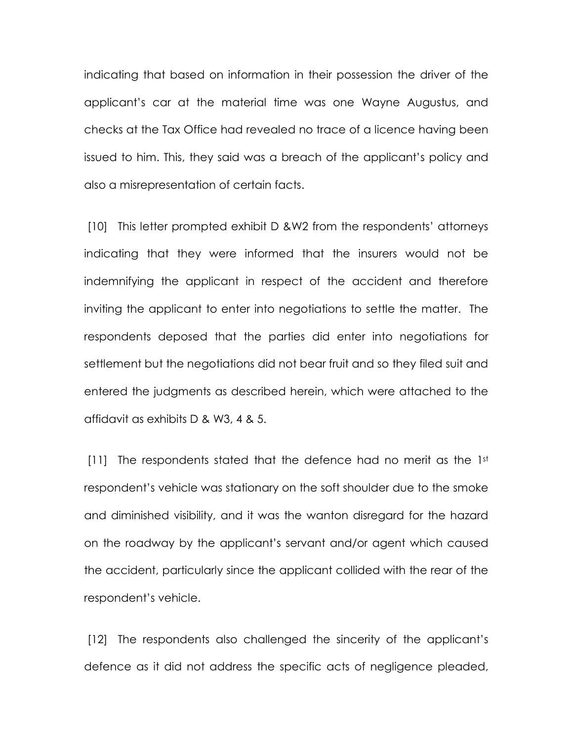indicating that based on information in their possession the driver of the applicant's car at the material time was one Wayne Augustus, and checks at the Tax Office had revealed no trace of a licence having been issued to him. This, they said was a breach of the applicant's policy and also a misrepresentation of certain facts.

[10] This letter prompted exhibit D &W2 from the respondents' attorneys indicating that they were informed that the insurers would not be indemnifying the applicant in respect of the accident and therefore inviting the applicant to enter into negotiations to settle the matter. The respondents deposed that the parties did enter into negotiations for settlement but the negotiations did not bear fruit and so they filed suit and entered the judgments as described herein, which were attached to the affidavit as exhibits D & W3, 4 & 5.

[11] The respondents stated that the defence had no merit as the 1st respondent's vehicle was stationary on the soft shoulder due to the smoke and diminished visibility, and it was the wanton disregard for the hazard on the roadway by the applicant's servant and/or agent which caused the accident, particularly since the applicant collided with the rear of the respondent's vehicle.

[12] The respondents also challenged the sincerity of the applicant's defence as it did not address the specific acts of negligence pleaded,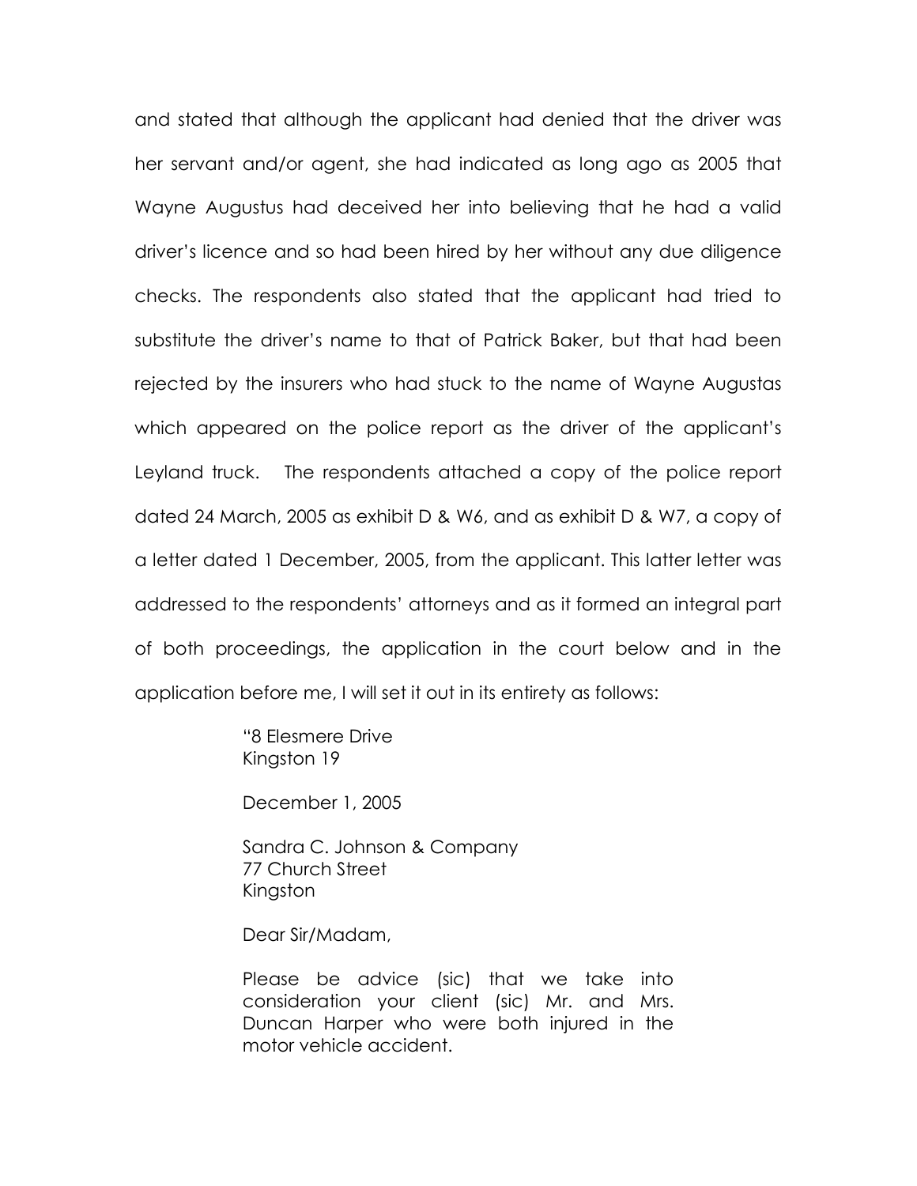and stated that although the applicant had denied that the driver was her servant and/or agent, she had indicated as long ago as 2005 that Wayne Augustus had deceived her into believing that he had a valid driver's licence and so had been hired by her without any due diligence checks. The respondents also stated that the applicant had tried to substitute the driver's name to that of Patrick Baker, but that had been rejected by the insurers who had stuck to the name of Wayne Augustas which appeared on the police report as the driver of the applicant's Leyland truck. The respondents attached a copy of the police report dated 24 March, 2005 as exhibit D & W6, and as exhibit D & W7, a copy of a letter dated 1 December, 2005, from the applicant. This latter letter was addressed to the respondents' attorneys and as it formed an integral part of both proceedings, the application in the court below and in the application before me, I will set it out in its entirety as follows:

> "8 Elesmere Drive
> Kingston 19
>
> December 1, 2005
>
> Sandra C. Johnson & Company
> 77 Church Street
> Kingston
>
> Dear Sir/Madam,
>
> Please be advice (sic) that we take into consideration your client (sic) Mr. and Mrs. Duncan Harper who were both injured in the motor vehicle accident.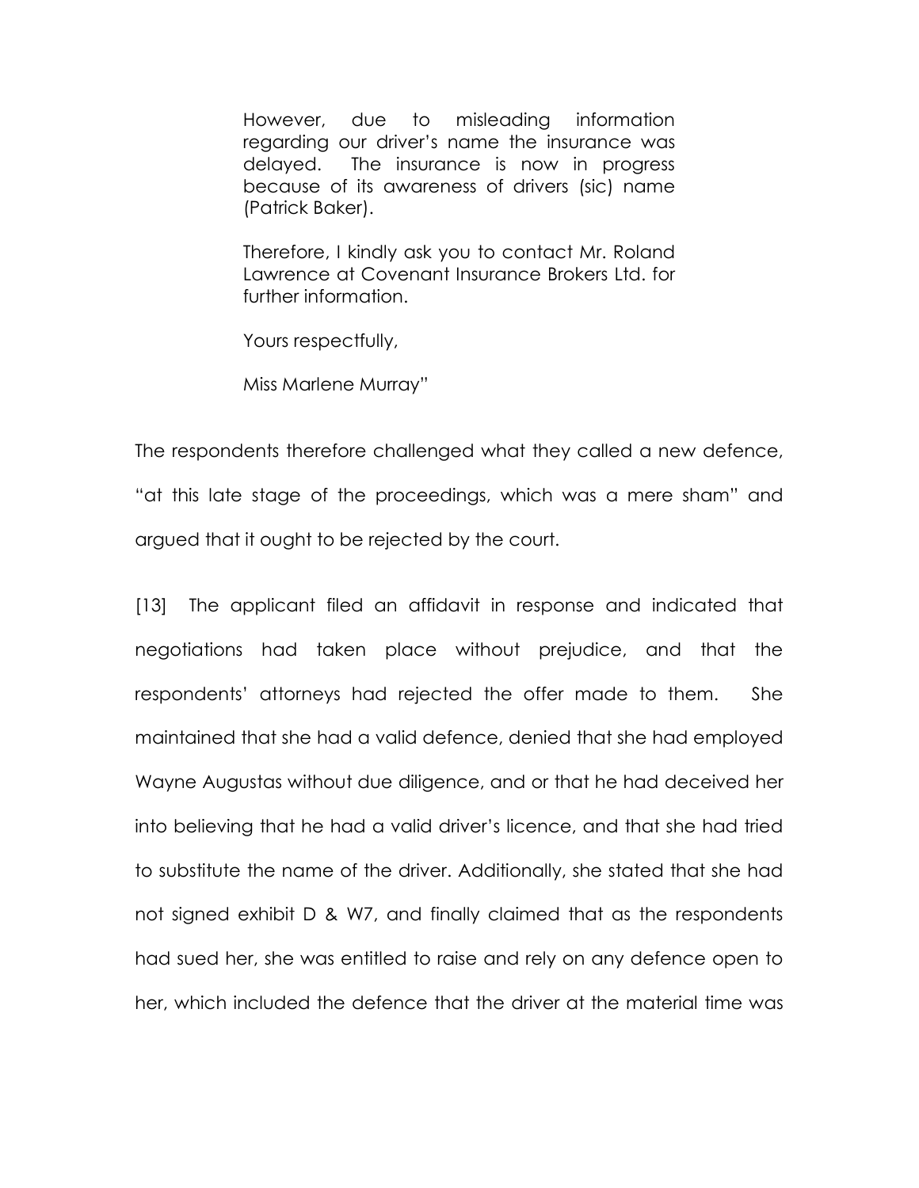> However, due to misleading information regarding our driver's name the insurance was delayed. The insurance is now in progress because of its awareness of drivers (sic) name (Patrick Baker).
>
> Therefore, I kindly ask you to contact Mr. Roland Lawrence at Covenant Insurance Brokers Ltd. for further information.
>
> Yours respectfully,
>
> Miss Marlene Murray"

The respondents therefore challenged what they called a new defence, "at this late stage of the proceedings, which was a mere sham" and argued that it ought to be rejected by the court.

[13] The applicant filed an affidavit in response and indicated that negotiations had taken place without prejudice, and that the respondents' attorneys had rejected the offer made to them. She maintained that she had a valid defence, denied that she had employed Wayne Augustas without due diligence, and or that he had deceived her into believing that he had a valid driver's licence, and that she had tried to substitute the name of the driver. Additionally, she stated that she had not signed exhibit D & W7, and finally claimed that as the respondents had sued her, she was entitled to raise and rely on any defence open to her, which included the defence that the driver at the material time was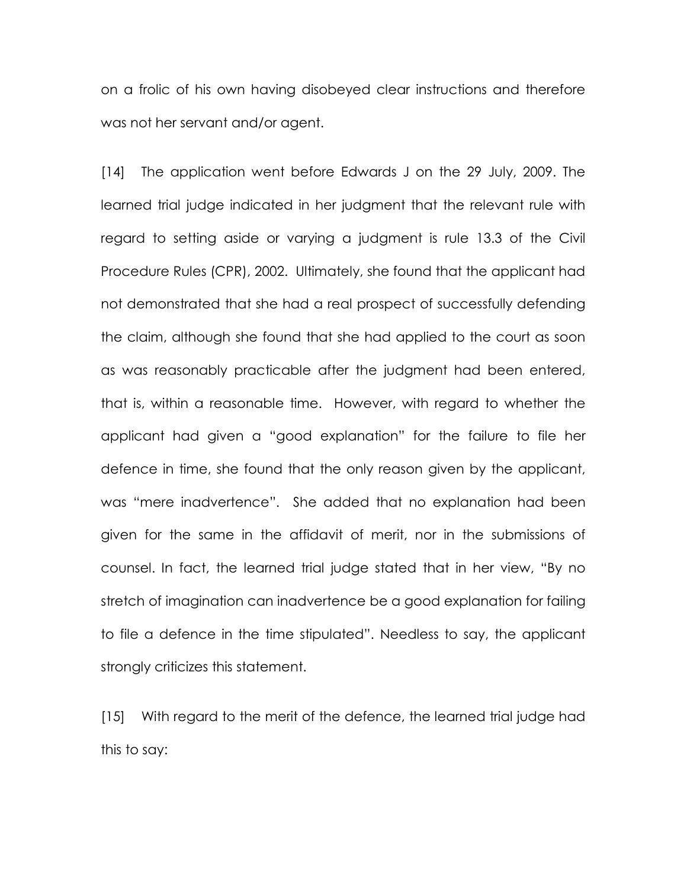on a frolic of his own having disobeyed clear instructions and therefore was not her servant and/or agent.

[14] The application went before Edwards J on the 29 July, 2009. The learned trial judge indicated in her judgment that the relevant rule with regard to setting aside or varying a judgment is rule 13.3 of the Civil Procedure Rules (CPR), 2002. Ultimately, she found that the applicant had not demonstrated that she had a real prospect of successfully defending the claim, although she found that she had applied to the court as soon as was reasonably practicable after the judgment had been entered, that is, within a reasonable time. However, with regard to whether the applicant had given a "good explanation" for the failure to file her defence in time, she found that the only reason given by the applicant, was "mere inadvertence". She added that no explanation had been given for the same in the affidavit of merit, nor in the submissions of counsel. In fact, the learned trial judge stated that in her view, "By no stretch of imagination can inadvertence be a good explanation for failing to file a defence in the time stipulated". Needless to say, the applicant strongly criticizes this statement.

[15] With regard to the merit of the defence, the learned trial judge had this to say: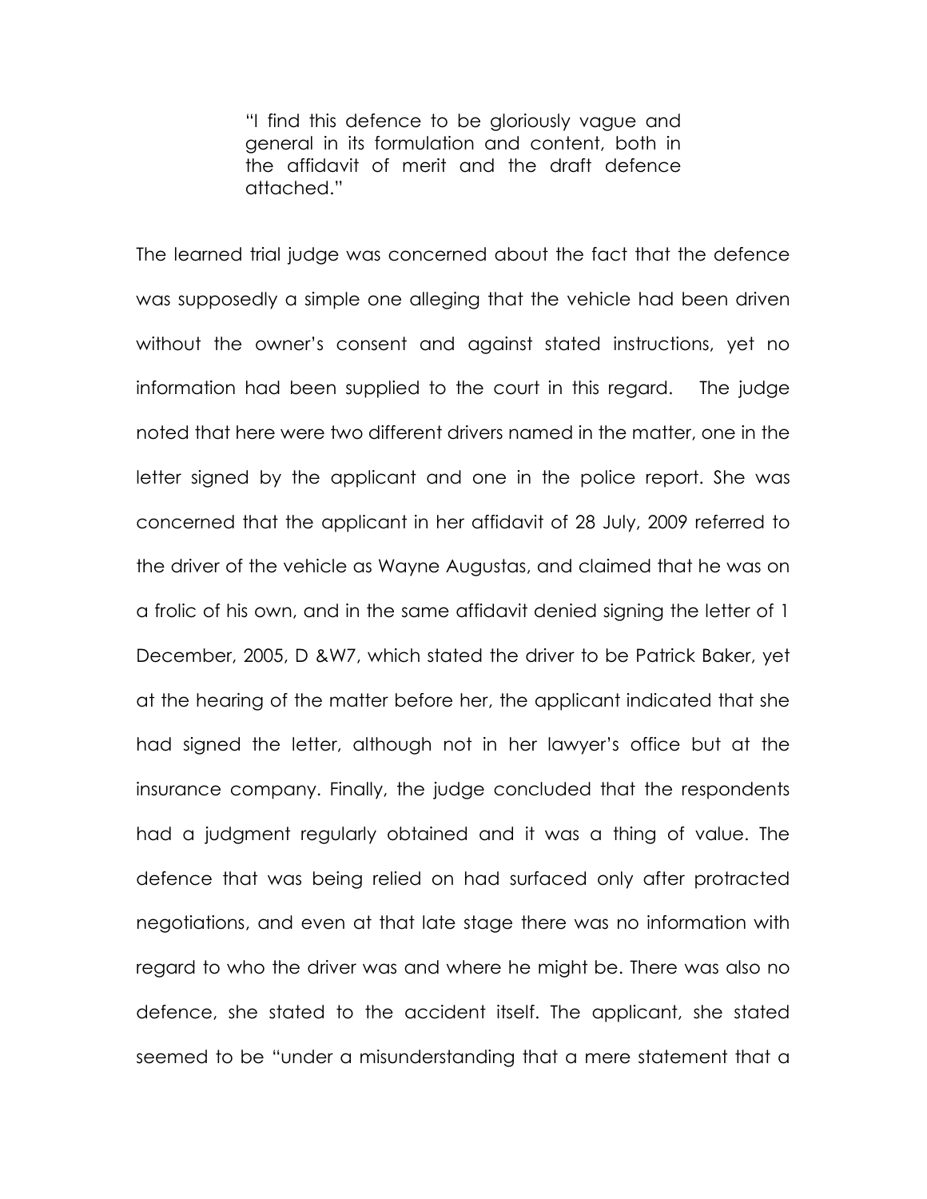> "I find this defence to be gloriously vague and general in its formulation and content, both in the affidavit of merit and the draft defence attached."

The learned trial judge was concerned about the fact that the defence was supposedly a simple one alleging that the vehicle had been driven without the owner's consent and against stated instructions, yet no information had been supplied to the court in this regard. The judge noted that here were two different drivers named in the matter, one in the letter signed by the applicant and one in the police report. She was concerned that the applicant in her affidavit of 28 July, 2009 referred to the driver of the vehicle as Wayne Augustas, and claimed that he was on a frolic of his own, and in the same affidavit denied signing the letter of 1 December, 2005, D &W7, which stated the driver to be Patrick Baker, yet at the hearing of the matter before her, the applicant indicated that she had signed the letter, although not in her lawyer's office but at the insurance company. Finally, the judge concluded that the respondents had a judgment regularly obtained and it was a thing of value. The defence that was being relied on had surfaced only after protracted negotiations, and even at that late stage there was no information with regard to who the driver was and where he might be. There was also no defence, she stated to the accident itself. The applicant, she stated seemed to be "under a misunderstanding that a mere statement that a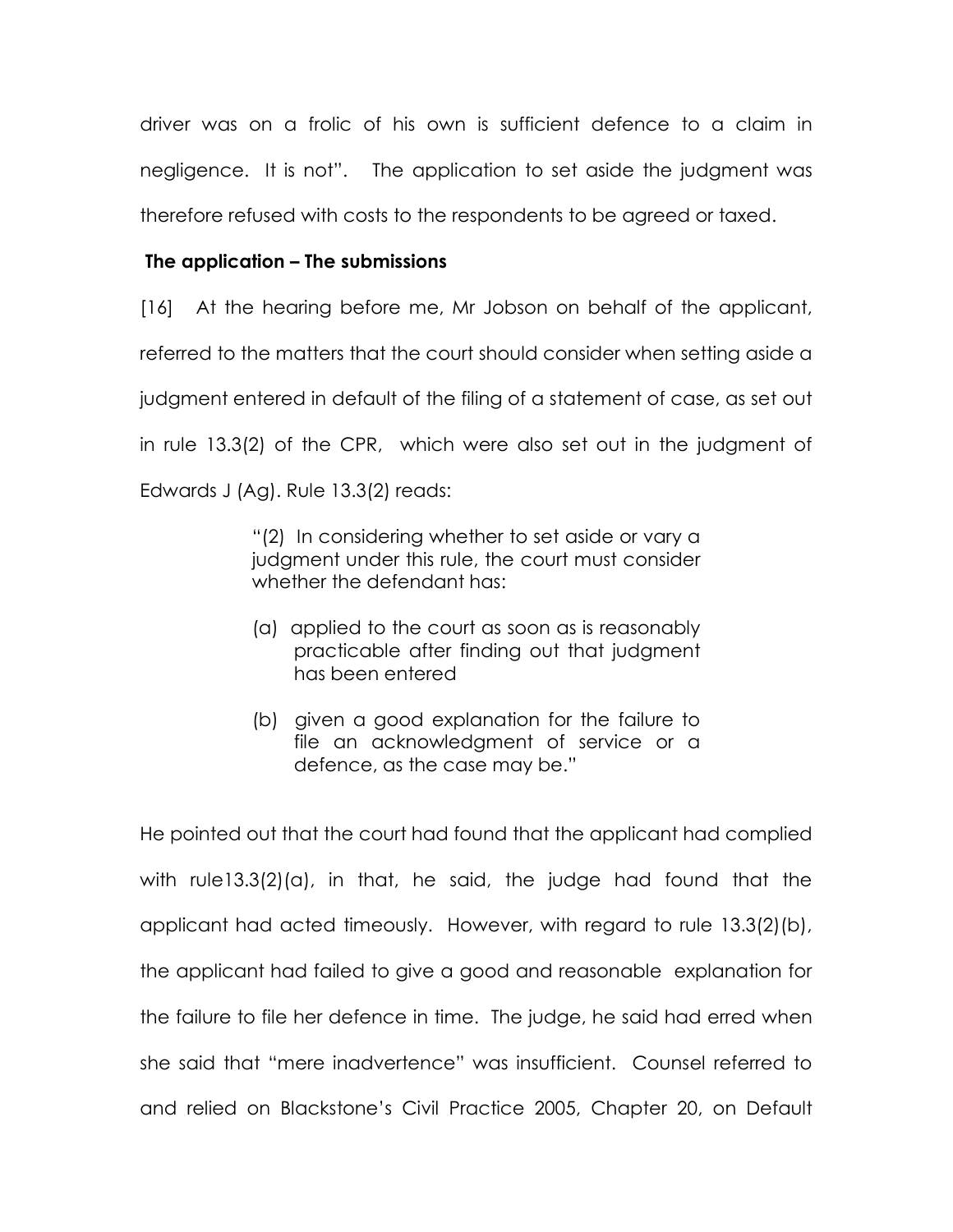driver was on a frolic of his own is sufficient defence to a claim in negligence. It is not". The application to set aside the judgment was therefore refused with costs to the respondents to be agreed or taxed.

### The application – The submissions

[16] At the hearing before me, Mr Jobson on behalf of the applicant, referred to the matters that the court should consider when setting aside a judgment entered in default of the filing of a statement of case, as set out in rule 13.3(2) of the CPR, which were also set out in the judgment of Edwards J (Ag). Rule 13.3(2) reads:

> "(2) In considering whether to set aside or vary a judgment under this rule, the court must consider whether the defendant has:
>
> (a) applied to the court as soon as is reasonably practicable after finding out that judgment has been entered
>
> (b) given a good explanation for the failure to file an acknowledgment of service or a defence, as the case may be."

He pointed out that the court had found that the applicant had complied with rule13.3(2)(a), in that, he said, the judge had found that the applicant had acted timeously. However, with regard to rule 13.3(2)(b), the applicant had failed to give a good and reasonable explanation for the failure to file her defence in time. The judge, he said had erred when she said that "mere inadvertence" was insufficient. Counsel referred to and relied on Blackstone's Civil Practice 2005, Chapter 20, on Default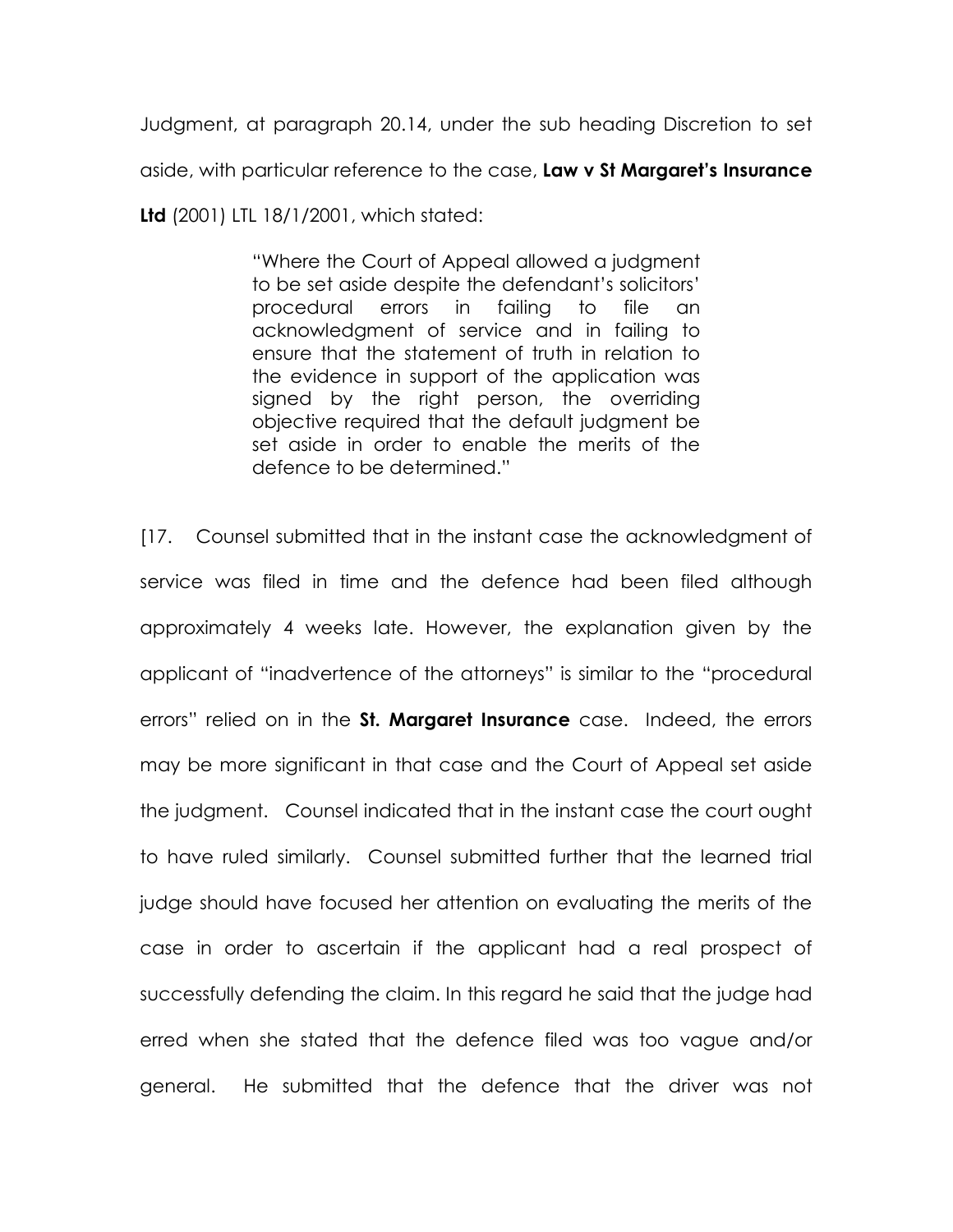Judgment, at paragraph 20.14, under the sub heading Discretion to set aside, with particular reference to the case, **Law v St Margaret's Insurance Ltd** (2001) LTL 18/1/2001, which stated:

> "Where the Court of Appeal allowed a judgment to be set aside despite the defendant's solicitors' procedural errors in failing to file an acknowledgment of service and in failing to ensure that the statement of truth in relation to the evidence in support of the application was signed by the right person, the overriding objective required that the default judgment be set aside in order to enable the merits of the defence to be determined."

[17. Counsel submitted that in the instant case the acknowledgment of service was filed in time and the defence had been filed although approximately 4 weeks late. However, the explanation given by the applicant of "inadvertence of the attorneys" is similar to the "procedural errors" relied on in the **St. Margaret Insurance** case. Indeed, the errors may be more significant in that case and the Court of Appeal set aside the judgment. Counsel indicated that in the instant case the court ought to have ruled similarly. Counsel submitted further that the learned trial judge should have focused her attention on evaluating the merits of the case in order to ascertain if the applicant had a real prospect of successfully defending the claim. In this regard he said that the judge had erred when she stated that the defence filed was too vague and/or general. He submitted that the defence that the driver was not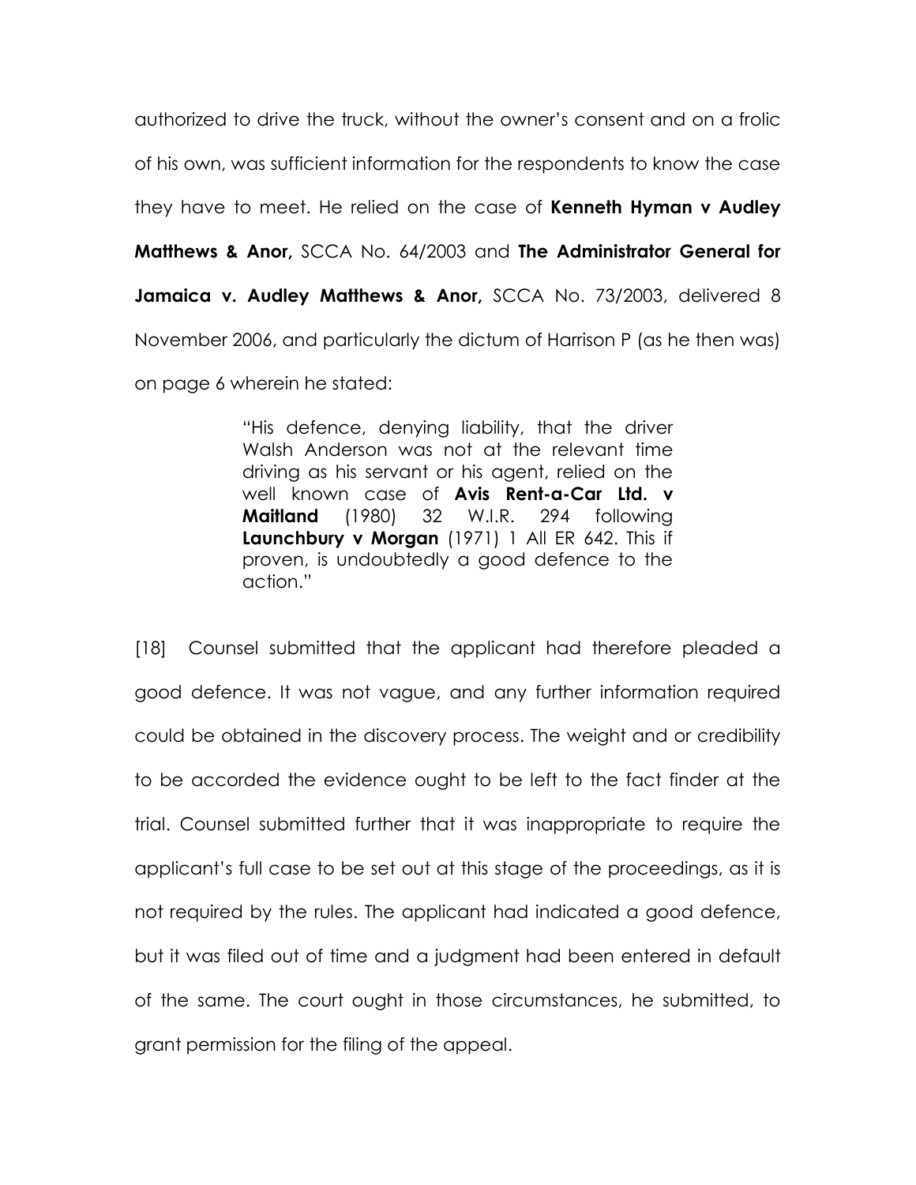authorized to drive the truck, without the owner's consent and on a frolic of his own, was sufficient information for the respondents to know the case they have to meet. He relied on the case of **Kenneth Hyman v Audley Matthews & Anor,** SCCA No. 64/2003 and **The Administrator General for Jamaica v. Audley Matthews & Anor,** SCCA No. 73/2003, delivered 8 November 2006, and particularly the dictum of Harrison P (as he then was) on page 6 wherein he stated:

> "His defence, denying liability, that the driver Walsh Anderson was not at the relevant time driving as his servant or his agent, relied on the well known case of **Avis Rent-a-Car Ltd. v Maitland** (1980) 32 W.I.R. 294 following **Launchbury v Morgan** (1971) 1 All ER 642. This if proven, is undoubtedly a good defence to the action."

[18] Counsel submitted that the applicant had therefore pleaded a good defence. It was not vague, and any further information required could be obtained in the discovery process. The weight and or credibility to be accorded the evidence ought to be left to the fact finder at the trial. Counsel submitted further that it was inappropriate to require the applicant's full case to be set out at this stage of the proceedings, as it is not required by the rules. The applicant had indicated a good defence, but it was filed out of time and a judgment had been entered in default of the same. The court ought in those circumstances, he submitted, to grant permission for the filing of the appeal.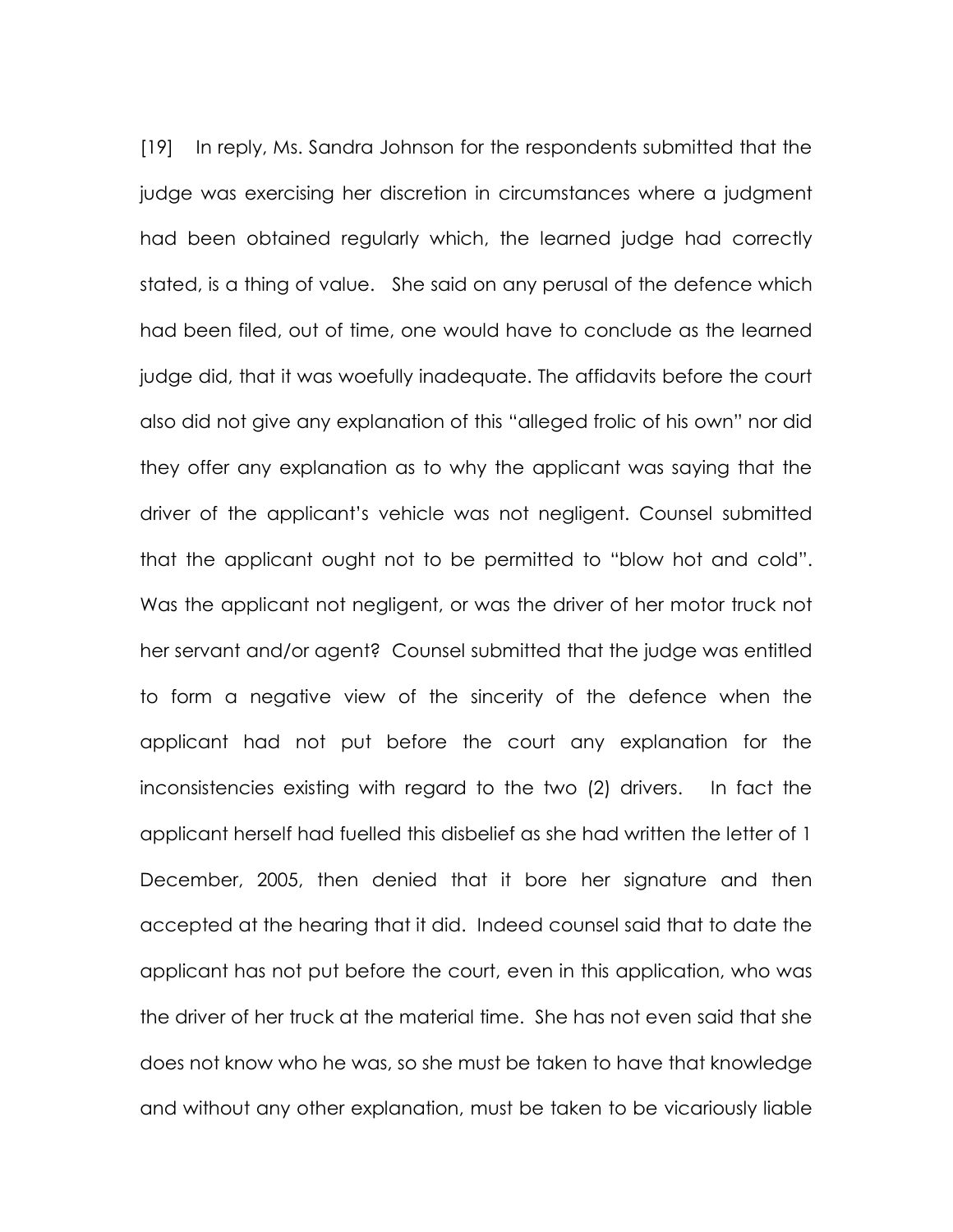[19] In reply, Ms. Sandra Johnson for the respondents submitted that the judge was exercising her discretion in circumstances where a judgment had been obtained regularly which, the learned judge had correctly stated, is a thing of value. She said on any perusal of the defence which had been filed, out of time, one would have to conclude as the learned judge did, that it was woefully inadequate. The affidavits before the court also did not give any explanation of this "alleged frolic of his own" nor did they offer any explanation as to why the applicant was saying that the driver of the applicant's vehicle was not negligent. Counsel submitted that the applicant ought not to be permitted to "blow hot and cold". Was the applicant not negligent, or was the driver of her motor truck not her servant and/or agent? Counsel submitted that the judge was entitled to form a negative view of the sincerity of the defence when the applicant had not put before the court any explanation for the inconsistencies existing with regard to the two (2) drivers. In fact the applicant herself had fuelled this disbelief as she had written the letter of 1 December, 2005, then denied that it bore her signature and then accepted at the hearing that it did. Indeed counsel said that to date the applicant has not put before the court, even in this application, who was the driver of her truck at the material time. She has not even said that she does not know who he was, so she must be taken to have that knowledge and without any other explanation, must be taken to be vicariously liable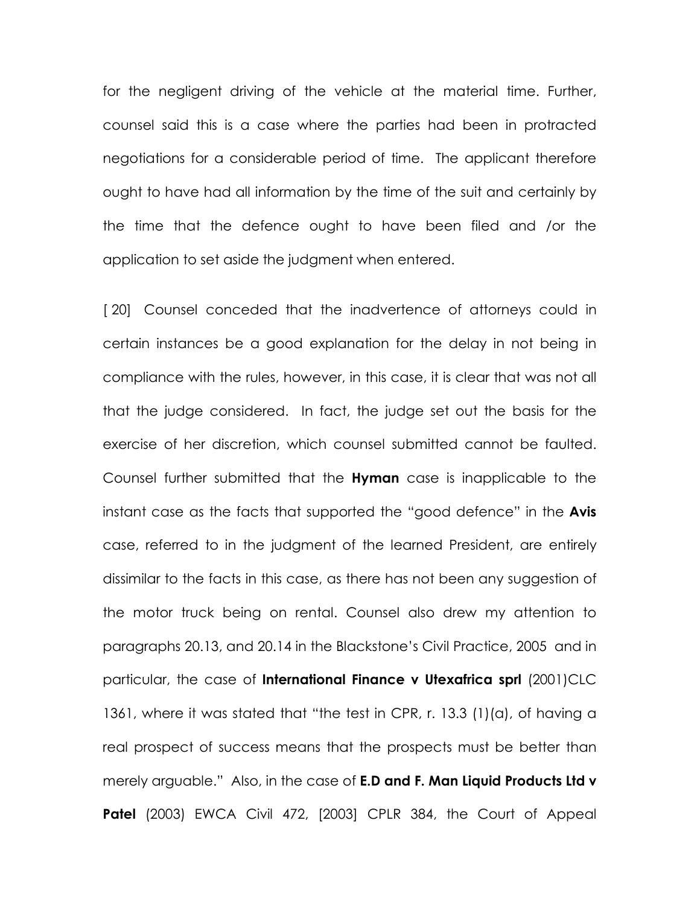for the negligent driving of the vehicle at the material time. Further, counsel said this is a case where the parties had been in protracted negotiations for a considerable period of time. The applicant therefore ought to have had all information by the time of the suit and certainly by the time that the defence ought to have been filed and /or the application to set aside the judgment when entered.

[ 20] Counsel conceded that the inadvertence of attorneys could in certain instances be a good explanation for the delay in not being in compliance with the rules, however, in this case, it is clear that was not all that the judge considered. In fact, the judge set out the basis for the exercise of her discretion, which counsel submitted cannot be faulted. Counsel further submitted that the **Hyman** case is inapplicable to the instant case as the facts that supported the "good defence" in the **Avis** case, referred to in the judgment of the learned President, are entirely dissimilar to the facts in this case, as there has not been any suggestion of the motor truck being on rental. Counsel also drew my attention to paragraphs 20.13, and 20.14 in the Blackstone's Civil Practice, 2005 and in particular, the case of **International Finance v Utexafrica sprl** (2001)CLC 1361, where it was stated that "the test in CPR, r. 13.3 (1)(a), of having a real prospect of success means that the prospects must be better than merely arguable." Also, in the case of **E.D and F. Man Liquid Products Ltd v Patel** (2003) EWCA Civil 472, [2003] CPLR 384, the Court of Appeal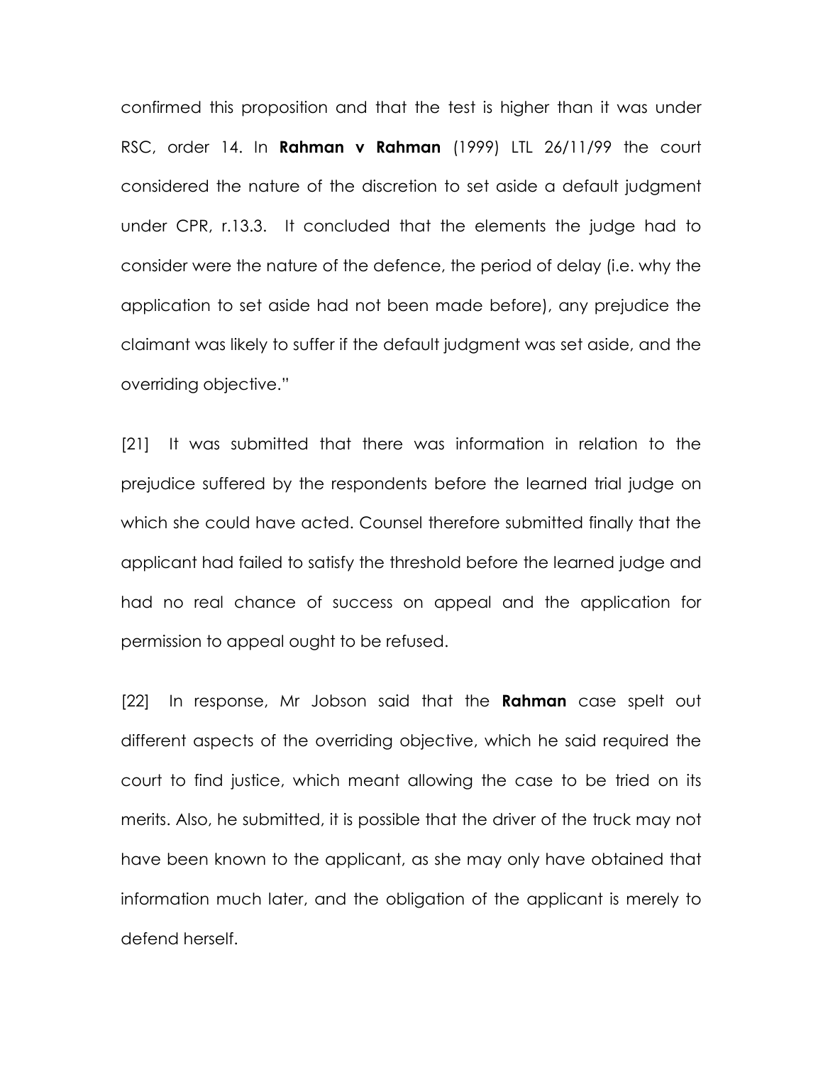confirmed this proposition and that the test is higher than it was under RSC, order 14. In **Rahman v Rahman** (1999) LTL 26/11/99 the court considered the nature of the discretion to set aside a default judgment under CPR, r.13.3. It concluded that the elements the judge had to consider were the nature of the defence, the period of delay (i.e. why the application to set aside had not been made before), any prejudice the claimant was likely to suffer if the default judgment was set aside, and the overriding objective."

[21] It was submitted that there was information in relation to the prejudice suffered by the respondents before the learned trial judge on which she could have acted. Counsel therefore submitted finally that the applicant had failed to satisfy the threshold before the learned judge and had no real chance of success on appeal and the application for permission to appeal ought to be refused.

[22] In response, Mr Jobson said that the **Rahman** case spelt out different aspects of the overriding objective, which he said required the court to find justice, which meant allowing the case to be tried on its merits. Also, he submitted, it is possible that the driver of the truck may not have been known to the applicant, as she may only have obtained that information much later, and the obligation of the applicant is merely to defend herself.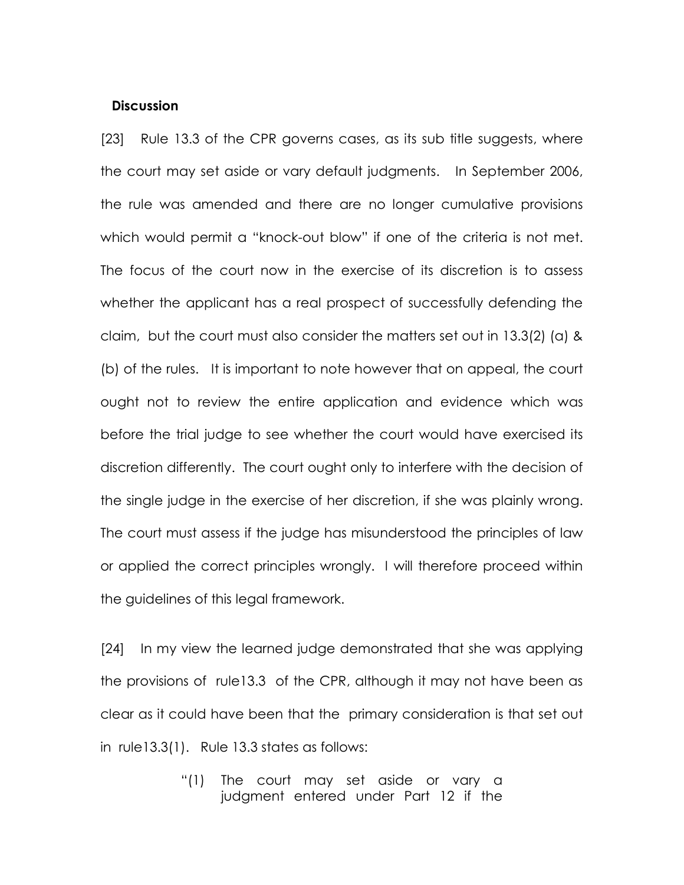**Discussion**

[23] Rule 13.3 of the CPR governs cases, as its sub title suggests, where the court may set aside or vary default judgments. In September 2006, the rule was amended and there are no longer cumulative provisions which would permit a "knock-out blow" if one of the criteria is not met. The focus of the court now in the exercise of its discretion is to assess whether the applicant has a real prospect of successfully defending the claim, but the court must also consider the matters set out in 13.3(2) (a) & (b) of the rules. It is important to note however that on appeal, the court ought not to review the entire application and evidence which was before the trial judge to see whether the court would have exercised its discretion differently. The court ought only to interfere with the decision of the single judge in the exercise of her discretion, if she was plainly wrong. The court must assess if the judge has misunderstood the principles of law or applied the correct principles wrongly. I will therefore proceed within the guidelines of this legal framework.

[24] In my view the learned judge demonstrated that she was applying the provisions of rule13.3 of the CPR, although it may not have been as clear as it could have been that the primary consideration is that set out in rule13.3(1). Rule 13.3 states as follows:

> "(1) The court may set aside or vary a judgment entered under Part 12 if the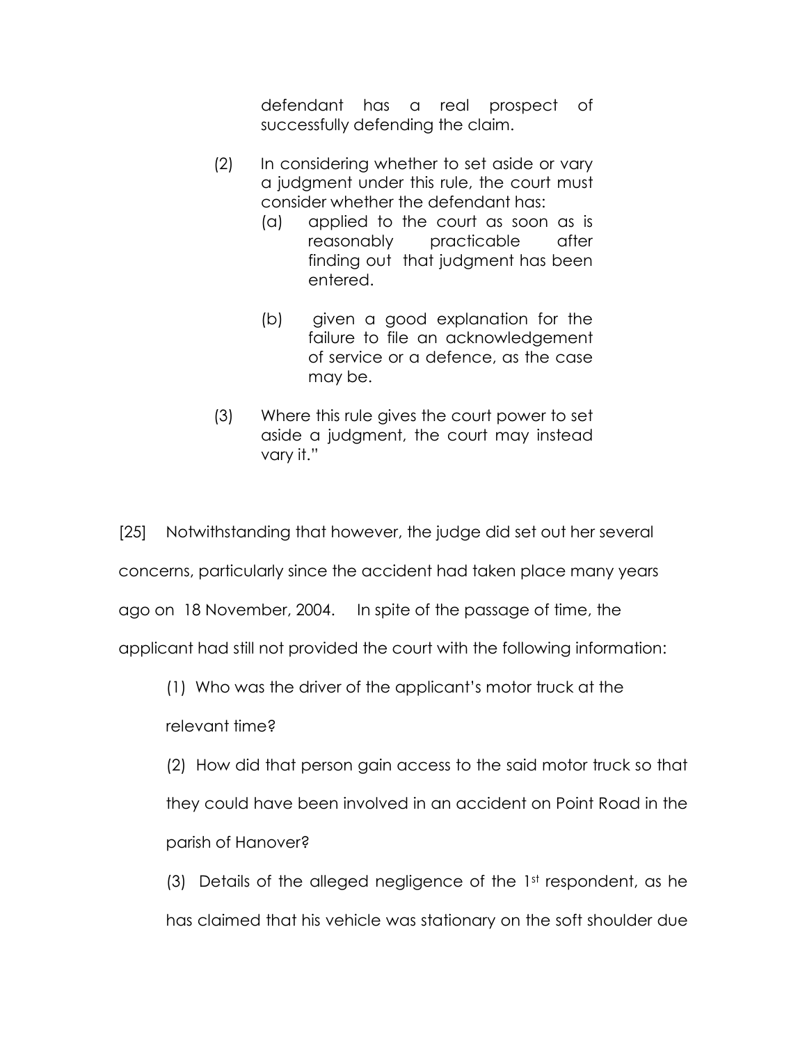> defendant has a real prospect of successfully defending the claim.
>
> (2) In considering whether to set aside or vary a judgment under this rule, the court must consider whether the defendant has:
>
> > (a) applied to the court as soon as is reasonably practicable after finding out that judgment has been entered.
> >
> > (b) given a good explanation for the failure to file an acknowledgement of service or a defence, as the case may be.
>
> (3) Where this rule gives the court power to set aside a judgment, the court may instead vary it."

[25] Notwithstanding that however, the judge did set out her several concerns, particularly since the accident had taken place many years ago on 18 November, 2004. In spite of the passage of time, the applicant had still not provided the court with the following information:

(1) Who was the driver of the applicant's motor truck at the relevant time?

(2) How did that person gain access to the said motor truck so that they could have been involved in an accident on Point Road in the parish of Hanover?

(3) Details of the alleged negligence of the 1st respondent, as he has claimed that his vehicle was stationary on the soft shoulder due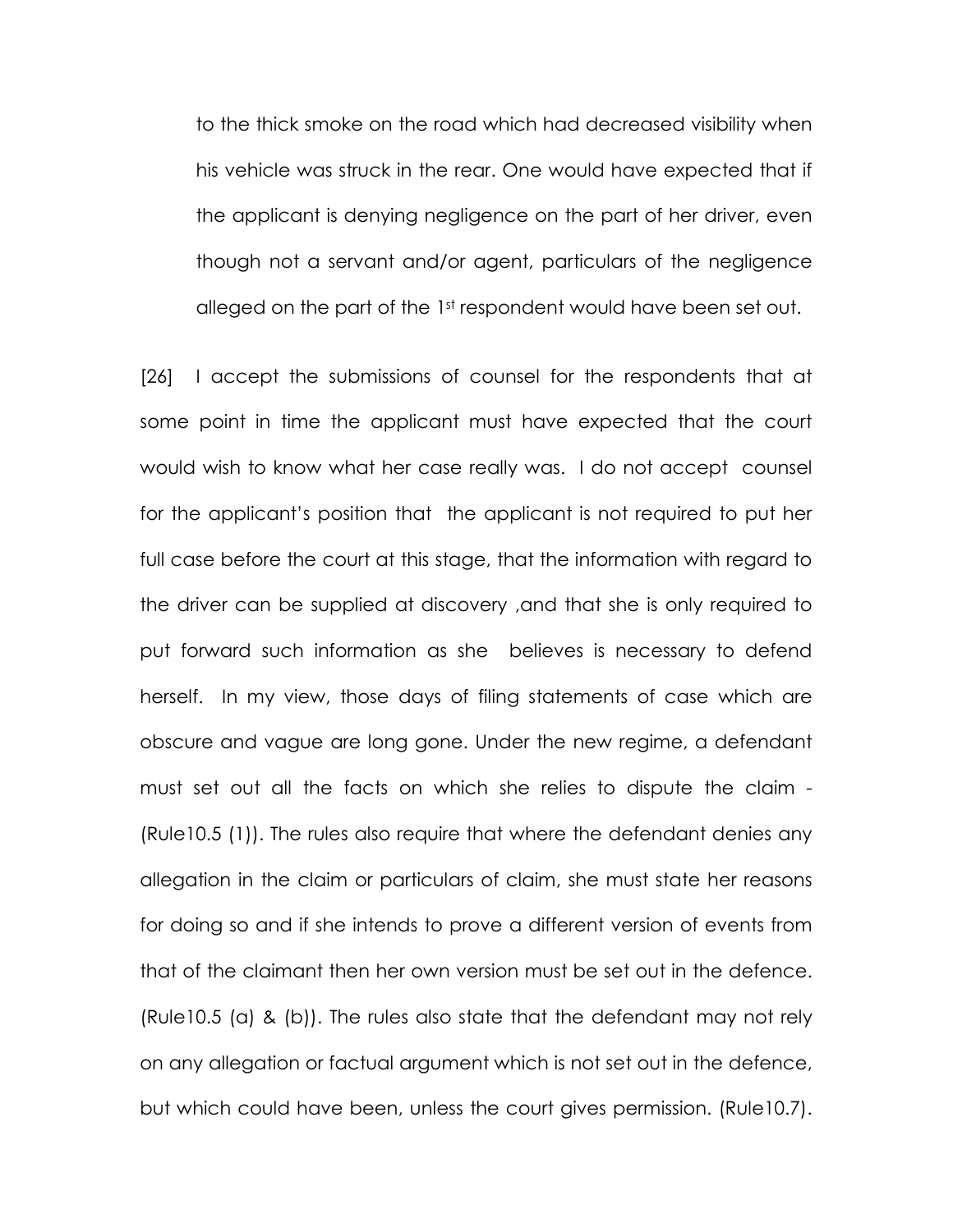to the thick smoke on the road which had decreased visibility when his vehicle was struck in the rear. One would have expected that if the applicant is denying negligence on the part of her driver, even though not a servant and/or agent, particulars of the negligence alleged on the part of the 1st respondent would have been set out.

[26] I accept the submissions of counsel for the respondents that at some point in time the applicant must have expected that the court would wish to know what her case really was. I do not accept counsel for the applicant's position that the applicant is not required to put her full case before the court at this stage, that the information with regard to the driver can be supplied at discovery ,and that she is only required to put forward such information as she believes is necessary to defend herself. In my view, those days of filing statements of case which are obscure and vague are long gone. Under the new regime, a defendant must set out all the facts on which she relies to dispute the claim - (Rule10.5 (1)). The rules also require that where the defendant denies any allegation in the claim or particulars of claim, she must state her reasons for doing so and if she intends to prove a different version of events from that of the claimant then her own version must be set out in the defence. (Rule10.5 (a) & (b)). The rules also state that the defendant may not rely on any allegation or factual argument which is not set out in the defence, but which could have been, unless the court gives permission. (Rule10.7).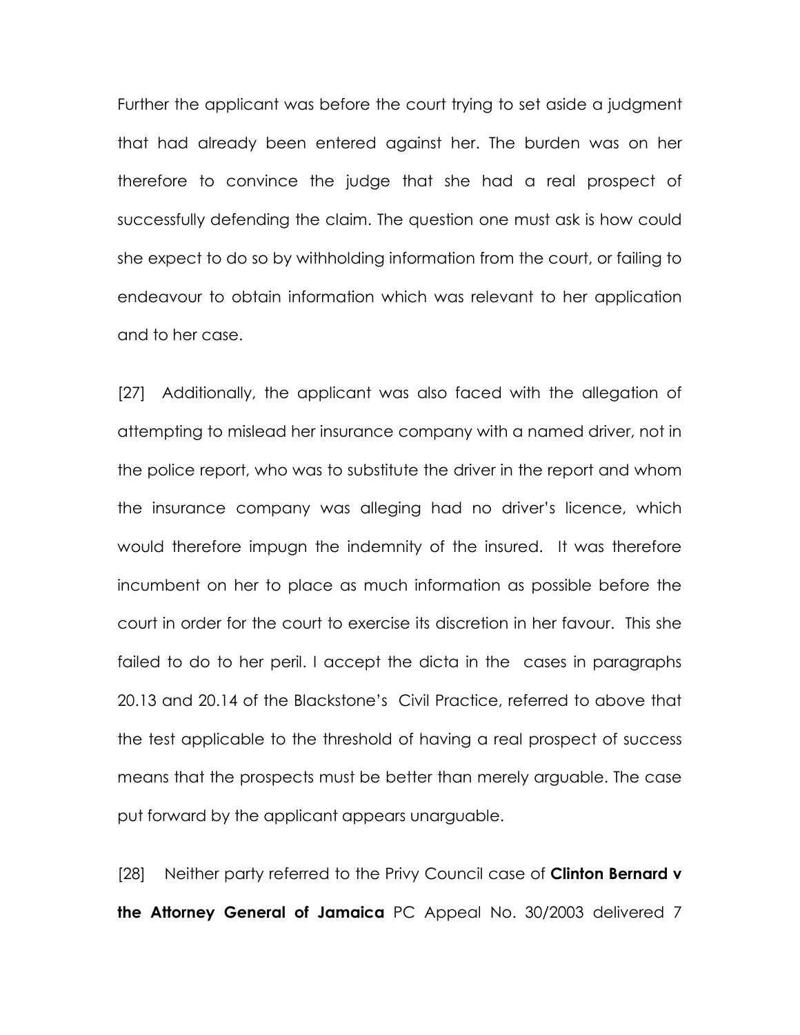Further the applicant was before the court trying to set aside a judgment that had already been entered against her. The burden was on her therefore to convince the judge that she had a real prospect of successfully defending the claim. The question one must ask is how could she expect to do so by withholding information from the court, or failing to endeavour to obtain information which was relevant to her application and to her case.

[27] Additionally, the applicant was also faced with the allegation of attempting to mislead her insurance company with a named driver, not in the police report, who was to substitute the driver in the report and whom the insurance company was alleging had no driver's licence, which would therefore impugn the indemnity of the insured. It was therefore incumbent on her to place as much information as possible before the court in order for the court to exercise its discretion in her favour. This she failed to do to her peril. I accept the dicta in the cases in paragraphs 20.13 and 20.14 of the Blackstone's Civil Practice, referred to above that the test applicable to the threshold of having a real prospect of success means that the prospects must be better than merely arguable. The case put forward by the applicant appears unarguable.

[28] Neither party referred to the Privy Council case of **Clinton Bernard v the Attorney General of Jamaica** PC Appeal No. 30/2003 delivered 7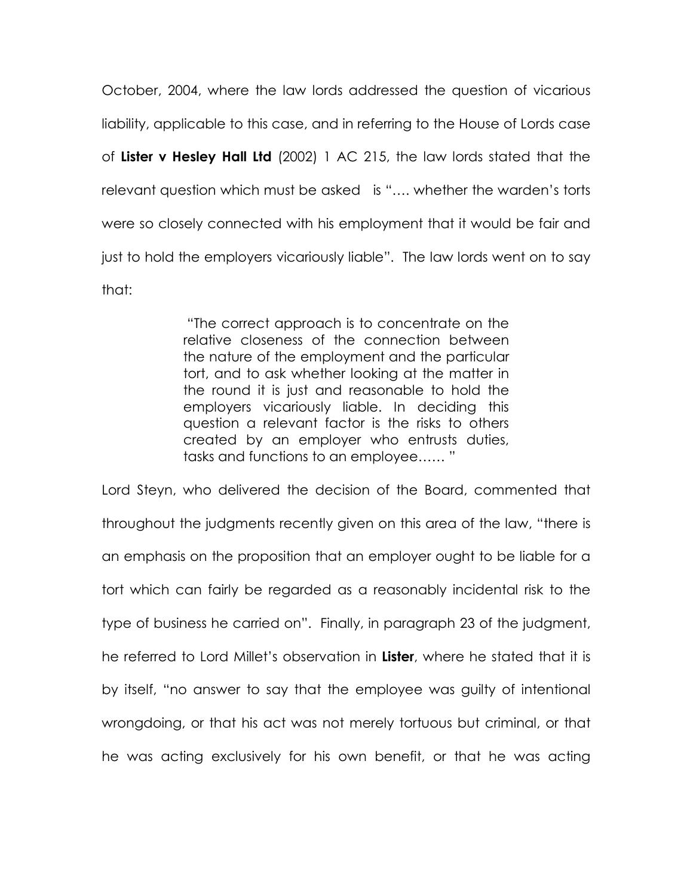October, 2004, where the law lords addressed the question of vicarious liability, applicable to this case, and in referring to the House of Lords case of **Lister v Hesley Hall Ltd** (2002) 1 AC 215, the law lords stated that the relevant question which must be asked is "…. whether the warden's torts were so closely connected with his employment that it would be fair and just to hold the employers vicariously liable". The law lords went on to say that:

> "The correct approach is to concentrate on the relative closeness of the connection between the nature of the employment and the particular tort, and to ask whether looking at the matter in the round it is just and reasonable to hold the employers vicariously liable. In deciding this question a relevant factor is the risks to others created by an employer who entrusts duties, tasks and functions to an employee…… "

Lord Steyn, who delivered the decision of the Board, commented that throughout the judgments recently given on this area of the law, "there is an emphasis on the proposition that an employer ought to be liable for a tort which can fairly be regarded as a reasonably incidental risk to the type of business he carried on". Finally, in paragraph 23 of the judgment, he referred to Lord Millet's observation in **Lister**, where he stated that it is by itself, "no answer to say that the employee was guilty of intentional wrongdoing, or that his act was not merely tortuous but criminal, or that he was acting exclusively for his own benefit, or that he was acting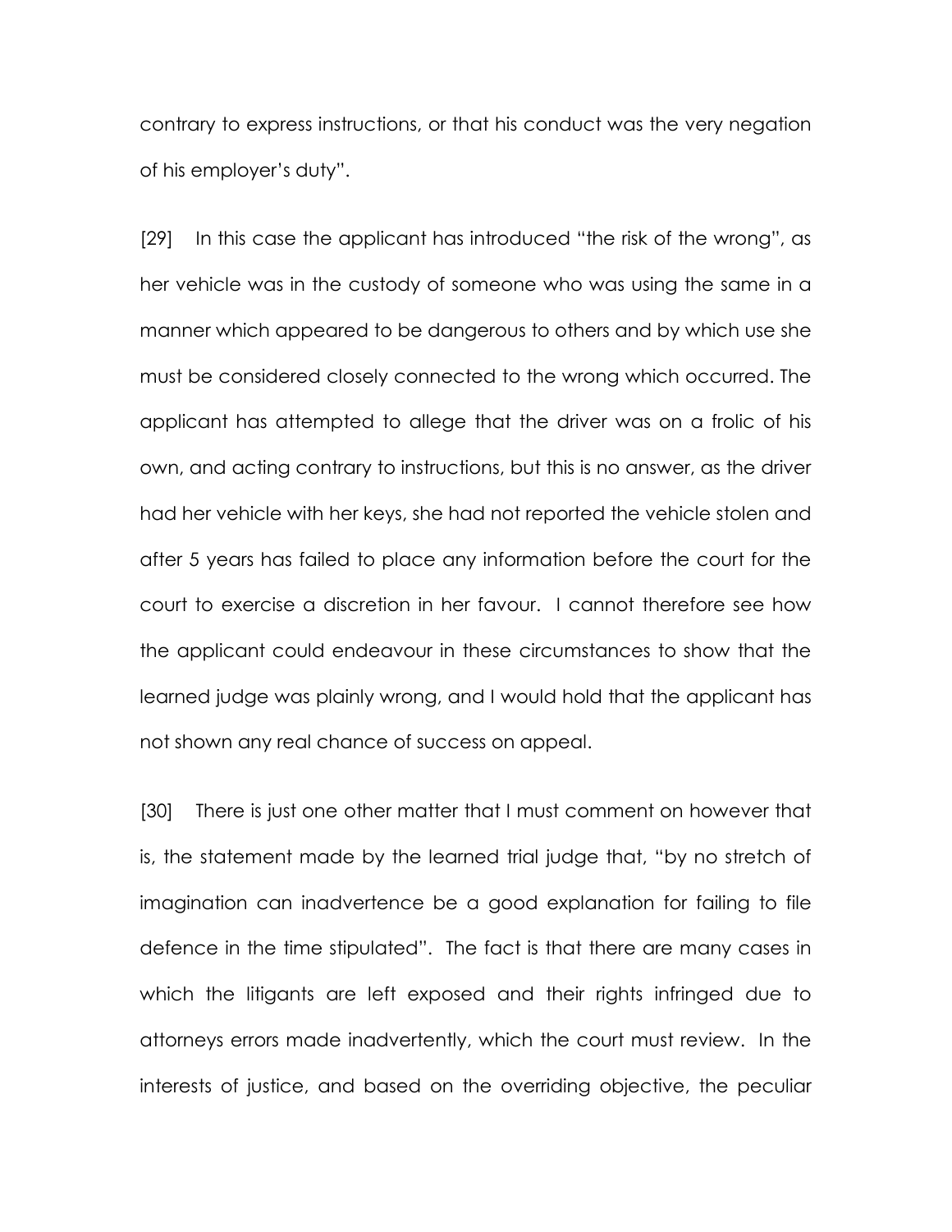contrary to express instructions, or that his conduct was the very negation of his employer's duty".

[29] In this case the applicant has introduced "the risk of the wrong", as her vehicle was in the custody of someone who was using the same in a manner which appeared to be dangerous to others and by which use she must be considered closely connected to the wrong which occurred. The applicant has attempted to allege that the driver was on a frolic of his own, and acting contrary to instructions, but this is no answer, as the driver had her vehicle with her keys, she had not reported the vehicle stolen and after 5 years has failed to place any information before the court for the court to exercise a discretion in her favour. I cannot therefore see how the applicant could endeavour in these circumstances to show that the learned judge was plainly wrong, and I would hold that the applicant has not shown any real chance of success on appeal.

[30] There is just one other matter that I must comment on however that is, the statement made by the learned trial judge that, "by no stretch of imagination can inadvertence be a good explanation for failing to file defence in the time stipulated". The fact is that there are many cases in which the litigants are left exposed and their rights infringed due to attorneys errors made inadvertently, which the court must review. In the interests of justice, and based on the overriding objective, the peculiar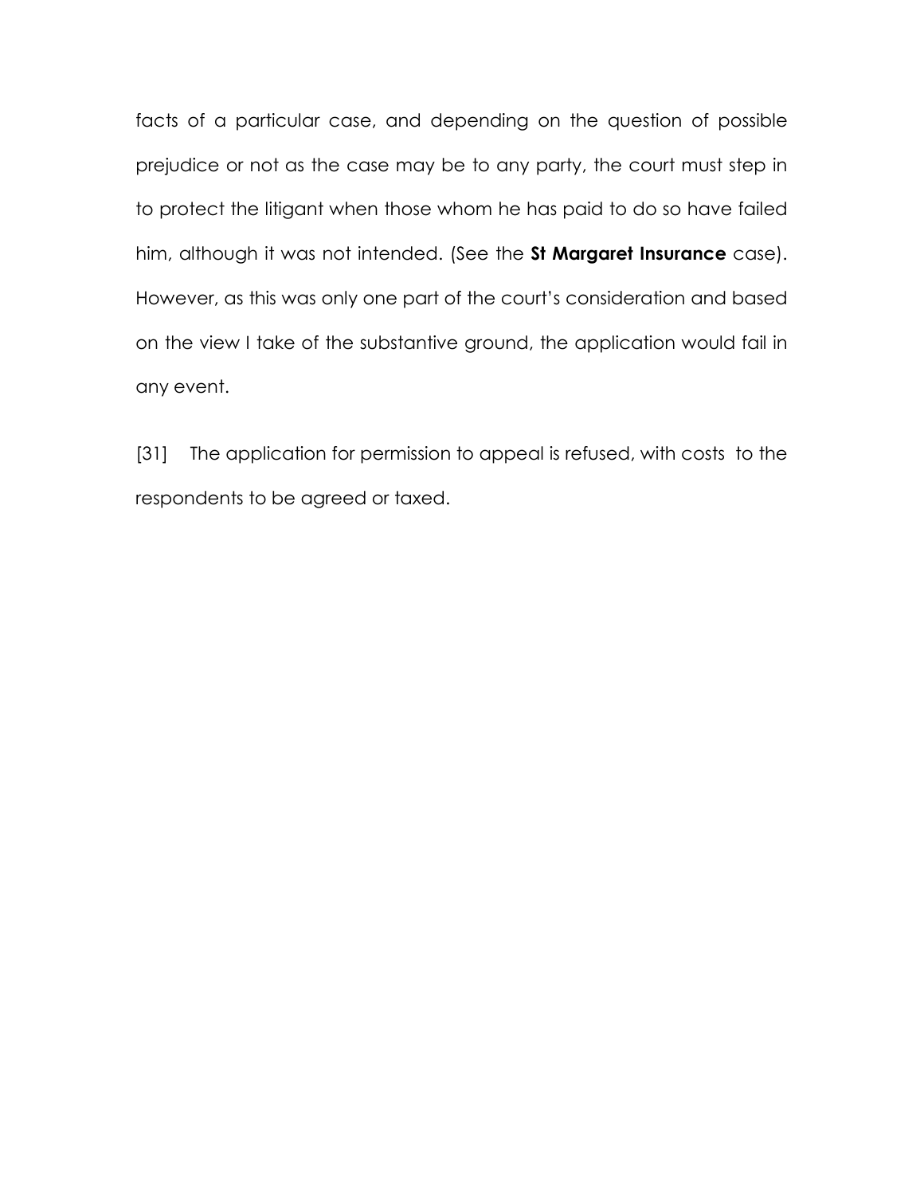facts of a particular case, and depending on the question of possible prejudice or not as the case may be to any party, the court must step in to protect the litigant when those whom he has paid to do so have failed him, although it was not intended. (See the **St Margaret Insurance** case). However, as this was only one part of the court's consideration and based on the view I take of the substantive ground, the application would fail in any event.

[31] The application for permission to appeal is refused, with costs to the respondents to be agreed or taxed.